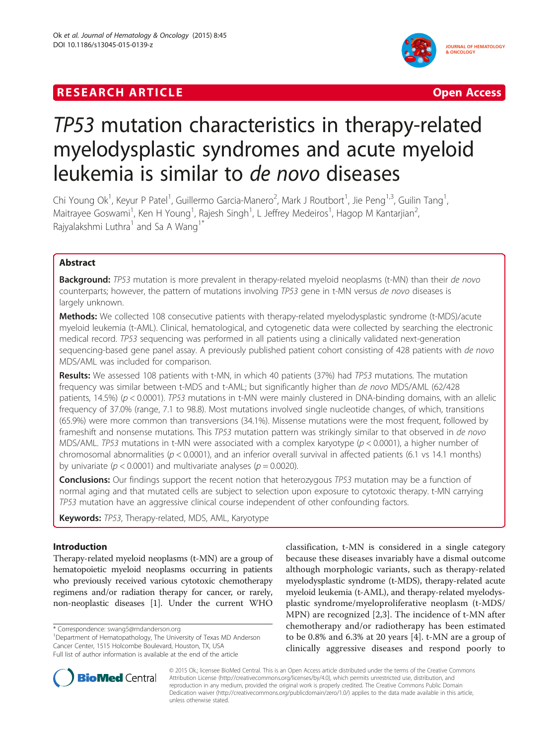RESEARCH ARTICLE Open Access

# *TP53* mutation characteristics in therapy-related myelodysplastic syndromes and acute myeloid leukemia is similar to *de novo* diseases

Chi Young Ok[1], Keyur P Patel[1], Guillermo Garcia-Manero[2], Mark J Routbort[1], Jie Peng[1,3], Guilin Tang[1], Maitrayee Goswami[1], Ken H Young[1], Rajesh Singh[1], L Jeffrey Medeiros[1], Hagop M Kantarjian[2], Rajyalakshmi Luthra[1] and Sa A Wang[1*]

## Abstract

**Background:** *TP53* mutation is more prevalent in therapy-related myeloid neoplasms (t-MN) than their *de novo* counterparts; however, the pattern of mutations involving *TP53* gene in t-MN versus *de novo* diseases is largely unknown.

**Methods:** We collected 108 consecutive patients with therapy-related myelodysplastic syndrome (t-MDS)/acute myeloid leukemia (t-AML). Clinical, hematological, and cytogenetic data were collected by searching the electronic medical record. *TP53* sequencing was performed in all patients using a clinically validated next-generation sequencing-based gene panel assay. A previously published patient cohort consisting of 428 patients with *de novo* MDS/AML was included for comparison.

**Results:** We assessed 108 patients with t-MN, in which 40 patients (37%) had *TP53* mutations. The mutation frequency was similar between t-MDS and t-AML; but significantly higher than *de novo* MDS/AML (62/428 patients, 14.5%) ($p < 0.0001$). *TP53* mutations in t-MN were mainly clustered in DNA-binding domains, with an allelic frequency of 37.0% (range, 7.1 to 98.8). Most mutations involved single nucleotide changes, of which, transitions (65.9%) were more common than transversions (34.1%). Missense mutations were the most frequent, followed by frameshift and nonsense mutations. This *TP53* mutation pattern was strikingly similar to that observed in *de novo* MDS/AML. *TP53* mutations in t-MN were associated with a complex karyotype ($p < 0.0001$), a higher number of chromosomal abnormalities ($p < 0.0001$), and an inferior overall survival in affected patients (6.1 vs 14.1 months) by univariate ($p < 0.0001$) and multivariate analyses ($p = 0.0020$).

**Conclusions:** Our findings support the recent notion that heterozygous *TP53* mutation may be a function of normal aging and that mutated cells are subject to selection upon exposure to cytotoxic therapy. t-MN carrying *TP53* mutation have an aggressive clinical course independent of other confounding factors.

**Keywords:** *TP53*, Therapy-related, MDS, AML, Karyotype

## Introduction

Therapy-related myeloid neoplasms (t-MN) are a group of hematopoietic myeloid neoplasms occurring in patients who previously received various cytotoxic chemotherapy regimens and/or radiation therapy for cancer, or rarely, non-neoplastic diseases [1]. Under the current WHO classification, t-MN is considered in a single category because these diseases invariably have a dismal outcome although morphologic variants, such as therapy-related myelodysplastic syndrome (t-MDS), therapy-related acute myeloid leukemia (t-AML), and therapy-related myelodysplastic syndrome/myeloproliferative neoplasm (t-MDS/MPN) are recognized [2,3]. The incidence of t-MN after chemotherapy and/or radiotherapy has been estimated to be 0.8% and 6.3% at 20 years [4]. t-MN are a group of clinically aggressive diseases and respond poorly to

\* Correspondence: swang5@mdanderson.org
[1]Department of Hematopathology, The University of Texas MD Anderson Cancer Center, 1515 Holcombe Boulevard, Houston, TX, USA
Full list of author information is available at the end of the article

© 2015 Ok; licensee BioMed Central. This is an Open Access article distributed under the terms of the Creative Commons Attribution License (http://creativecommons.org/licenses/by/4.0), which permits unrestricted use, distribution, and reproduction in any medium, provided the original work is properly credited. The Creative Commons Public Domain Dedication waiver (http://creativecommons.org/publicdomain/zero/1.0/) applies to the data made available in this article, unless otherwise stated.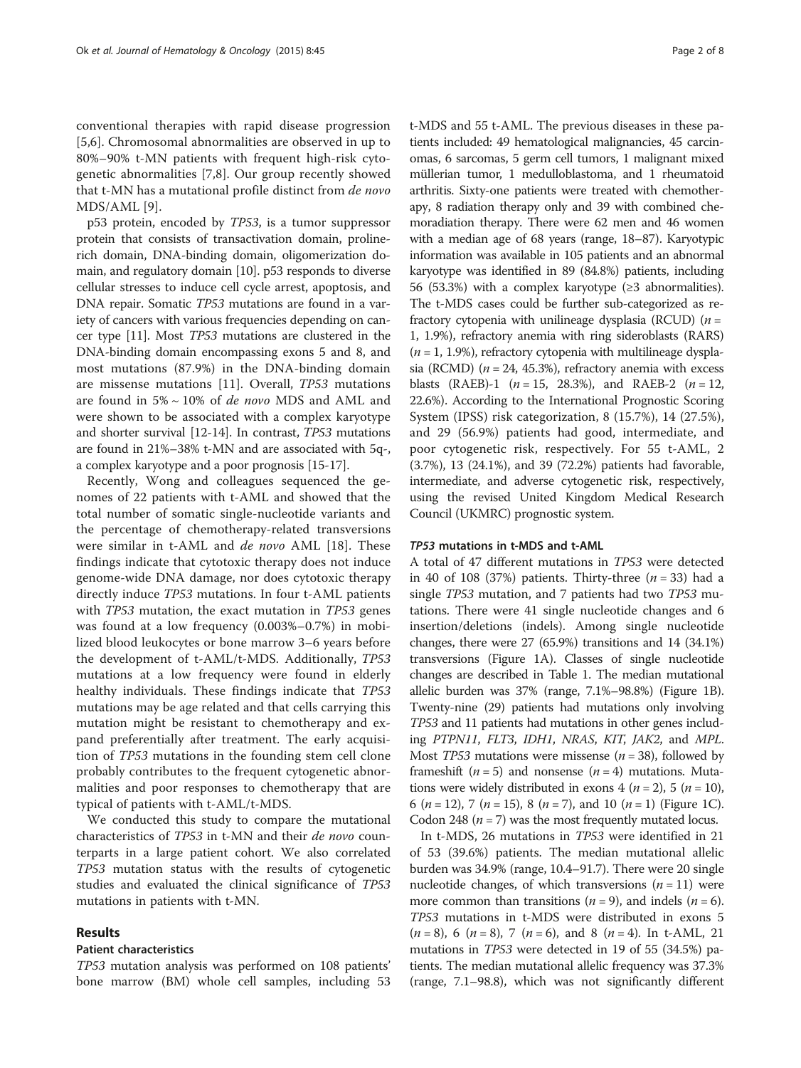conventional therapies with rapid disease progression [5,6]. Chromosomal abnormalities are observed in up to 80%–90% t-MN patients with frequent high-risk cytogenetic abnormalities [7,8]. Our group recently showed that t-MN has a mutational profile distinct from *de novo* MDS/AML [9].

p53 protein, encoded by *TP53*, is a tumor suppressor protein that consists of transactivation domain, proline-rich domain, DNA-binding domain, oligomerization domain, and regulatory domain [10]. p53 responds to diverse cellular stresses to induce cell cycle arrest, apoptosis, and DNA repair. Somatic *TP53* mutations are found in a variety of cancers with various frequencies depending on cancer type [11]. Most *TP53* mutations are clustered in the DNA-binding domain encompassing exons 5 and 8, and most mutations (87.9%) in the DNA-binding domain are missense mutations [11]. Overall, *TP53* mutations are found in 5% ~ 10% of *de novo* MDS and AML and were shown to be associated with a complex karyotype and shorter survival [12-14]. In contrast, *TP53* mutations are found in 21%–38% t-MN and are associated with 5q-, a complex karyotype and a poor prognosis [15-17].

Recently, Wong and colleagues sequenced the genomes of 22 patients with t-AML and showed that the total number of somatic single-nucleotide variants and the percentage of chemotherapy-related transversions were similar in t-AML and *de novo* AML [18]. These findings indicate that cytotoxic therapy does not induce genome-wide DNA damage, nor does cytotoxic therapy directly induce *TP53* mutations. In four t-AML patients with *TP53* mutation, the exact mutation in *TP53* genes was found at a low frequency (0.003%–0.7%) in mobilized blood leukocytes or bone marrow 3–6 years before the development of t-AML/t-MDS. Additionally, *TP53* mutations at a low frequency were found in elderly healthy individuals. These findings indicate that *TP53* mutations may be age related and that cells carrying this mutation might be resistant to chemotherapy and expand preferentially after treatment. The early acquisition of *TP53* mutations in the founding stem cell clone probably contributes to the frequent cytogenetic abnormalities and poor responses to chemotherapy that are typical of patients with t-AML/t-MDS.

We conducted this study to compare the mutational characteristics of *TP53* in t-MN and their *de novo* counterparts in a large patient cohort. We also correlated *TP53* mutation status with the results of cytogenetic studies and evaluated the clinical significance of *TP53* mutations in patients with t-MN.

## Results

### Patient characteristics

*TP53* mutation analysis was performed on 108 patients' bone marrow (BM) whole cell samples, including 53 t-MDS and 55 t-AML. The previous diseases in these patients included: 49 hematological malignancies, 45 carcinomas, 6 sarcomas, 5 germ cell tumors, 1 malignant mixed müllerian tumor, 1 medulloblastoma, and 1 rheumatoid arthritis. Sixty-one patients were treated with chemotherapy, 8 radiation therapy only and 39 with combined chemoradiation therapy. There were 62 men and 46 women with a median age of 68 years (range, 18–87). Karyotypic information was available in 105 patients and an abnormal karyotype was identified in 89 (84.8%) patients, including 56 (53.3%) with a complex karyotype (≥3 abnormalities). The t-MDS cases could be further sub-categorized as refractory cytopenia with unilineage dysplasia (RCUD) ($n$ = 1, 1.9%), refractory anemia with ring sideroblasts (RARS) ($n$ = 1, 1.9%), refractory cytopenia with multilineage dysplasia (RCMD) ($n$ = 24, 45.3%), refractory anemia with excess blasts (RAEB)-1 ($n$ = 15, 28.3%), and RAEB-2 ($n$ = 12, 22.6%). According to the International Prognostic Scoring System (IPSS) risk categorization, 8 (15.7%), 14 (27.5%), and 29 (56.9%) patients had good, intermediate, and poor cytogenetic risk, respectively. For 55 t-AML, 2 (3.7%), 13 (24.1%), and 39 (72.2%) patients had favorable, intermediate, and adverse cytogenetic risk, respectively, using the revised United Kingdom Medical Research Council (UKMRC) prognostic system.

### *TP53* mutations in t-MDS and t-AML

A total of 47 different mutations in *TP53* were detected in 40 of 108 (37%) patients. Thirty-three ($n$ = 33) had a single *TP53* mutation, and 7 patients had two *TP53* mutations. There were 41 single nucleotide changes and 6 insertion/deletions (indels). Among single nucleotide changes, there were 27 (65.9%) transitions and 14 (34.1%) transversions (Figure 1A). Classes of single nucleotide changes are described in Table 1. The median mutational allelic burden was 37% (range, 7.1%–98.8%) (Figure 1B). Twenty-nine (29) patients had mutations only involving *TP53* and 11 patients had mutations in other genes including *PTPN11*, *FLT3*, *IDH1*, *NRAS*, *KIT*, *JAK2*, and *MPL*. Most *TP53* mutations were missense ($n$ = 38), followed by frameshift ($n$ = 5) and nonsense ($n$ = 4) mutations. Mutations were widely distributed in exons 4 ($n$ = 2), 5 ($n$ = 10), 6 ($n$ = 12), 7 ($n$ = 15), 8 ($n$ = 7), and 10 ($n$ = 1) (Figure 1C). Codon 248 ($n$ = 7) was the most frequently mutated locus.

In t-MDS, 26 mutations in *TP53* were identified in 21 of 53 (39.6%) patients. The median mutational allelic burden was 34.9% (range, 10.4–91.7). There were 20 single nucleotide changes, of which transversions ($n$ = 11) were more common than transitions ($n$ = 9), and indels ($n$ = 6). *TP53* mutations in t-MDS were distributed in exons 5 ($n$ = 8), 6 ($n$ = 8), 7 ($n$ = 6), and 8 ($n$ = 4). In t-AML, 21 mutations in *TP53* were detected in 19 of 55 (34.5%) patients. The median mutational allelic frequency was 37.3% (range, 7.1–98.8), which was not significantly different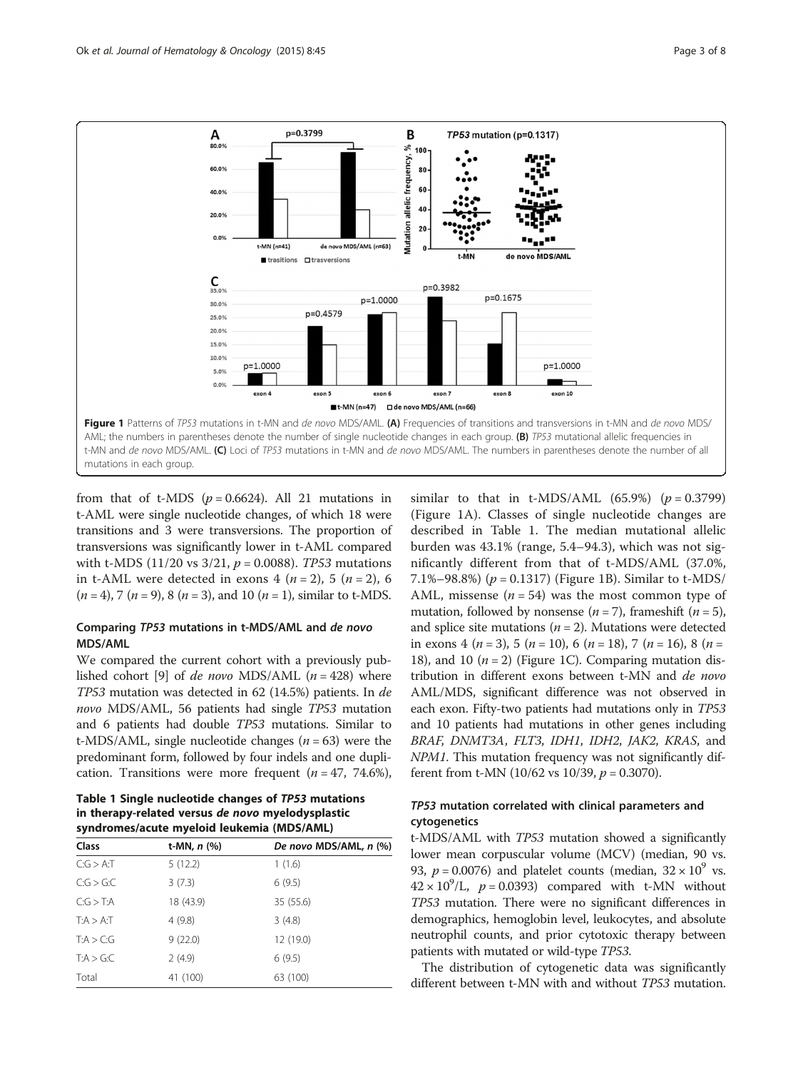Figure 1 Patterns of *TP53* mutations in t-MN and *de novo* MDS/AML. **(A)** Frequencies of transitions and transversions in t-MN and *de novo* MDS/AML; the numbers in parentheses denote the number of single nucleotide changes in each group. **(B)** *TP53* mutational allelic frequencies in t-MN and *de novo* MDS/AML. **(C)** Loci of *TP53* mutations in t-MN and *de novo* MDS/AML. The numbers in parentheses denote the number of all mutations in each group.

from that of t-MDS ($p = 0.6624$). All 21 mutations in t-AML were single nucleotide changes, of which 18 were transitions and 3 were transversions. The proportion of transversions was significantly lower in t-AML compared with t-MDS (11/20 vs 3/21, $p = 0.0088$). *TP53* mutations in t-AML were detected in exons 4 ($n = 2$), 5 ($n = 2$), 6 ($n = 4$), 7 ($n = 9$), 8 ($n = 3$), and 10 ($n = 1$), similar to t-MDS.

### Comparing *TP53* mutations in t-MDS/AML and *de novo* MDS/AML

We compared the current cohort with a previously published cohort [9] of *de novo* MDS/AML ($n = 428$) where *TP53* mutation was detected in 62 (14.5%) patients. In *de novo* MDS/AML, 56 patients had single *TP53* mutation and 6 patients had double *TP53* mutations. Similar to t-MDS/AML, single nucleotide changes ($n = 63$) were the predominant form, followed by four indels and one duplication. Transitions were more frequent ($n = 47$, 74.6%), similar to that in t-MDS/AML (65.9%) ($p = 0.3799$) (Figure 1A). Classes of single nucleotide changes are described in Table 1. The median mutational allelic burden was 43.1% (range, 5.4–94.3), which was not significantly different from that of t-MDS/AML (37.0%, 7.1%–98.8%) ($p = 0.1317$) (Figure 1B). Similar to t-MDS/AML, missense ($n = 54$) was the most common type of mutation, followed by nonsense ($n = 7$), frameshift ($n = 5$), and splice site mutations ($n = 2$). Mutations were detected in exons 4 ($n = 3$), 5 ($n = 10$), 6 ($n = 18$), 7 ($n = 16$), 8 ($n = 18$), and 10 ($n = 2$) (Figure 1C). Comparing mutation distribution in different exons between t-MN and *de novo* AML/MDS, significant difference was not observed in each exon. Fifty-two patients had mutations only in *TP53* and 10 patients had mutations in other genes including *BRAF*, *DNMT3A*, *FLT3*, *IDH1*, *IDH2*, *JAK2*, *KRAS*, and *NPM1*. This mutation frequency was not significantly different from t-MN (10/62 vs 10/39, $p = 0.3070$).

**Table 1 Single nucleotide changes of *TP53* mutations in therapy-related versus *de novo* myelodysplastic syndromes/acute myeloid leukemia (MDS/AML)**

| Class | t-MN, *n* (%) | *De novo* MDS/AML, *n* (%) |
|---|---|---|
| C:G > A:T | 5 (12.2) | 1 (1.6) |
| C:G > G:C | 3 (7.3) | 6 (9.5) |
| C:G > T:A | 18 (43.9) | 35 (55.6) |
| T:A > A:T | 4 (9.8) | 3 (4.8) |
| T:A > C:G | 9 (22.0) | 12 (19.0) |
| T:A > G:C | 2 (4.9) | 6 (9.5) |
| Total | 41 (100) | 63 (100) |

### *TP53* mutation correlated with clinical parameters and cytogenetics

t-MDS/AML with *TP53* mutation showed a significantly lower mean corpuscular volume (MCV) (median, 90 vs. 93, $p = 0.0076$) and platelet counts (median, $32 \times 10^9$ vs. $42 \times 10^9$/L, $p = 0.0393$) compared with t-MN without *TP53* mutation. There were no significant differences in demographics, hemoglobin level, leukocytes, and absolute neutrophil counts, and prior cytotoxic therapy between patients with mutated or wild-type *TP53*.

The distribution of cytogenetic data was significantly different between t-MN with and without *TP53* mutation.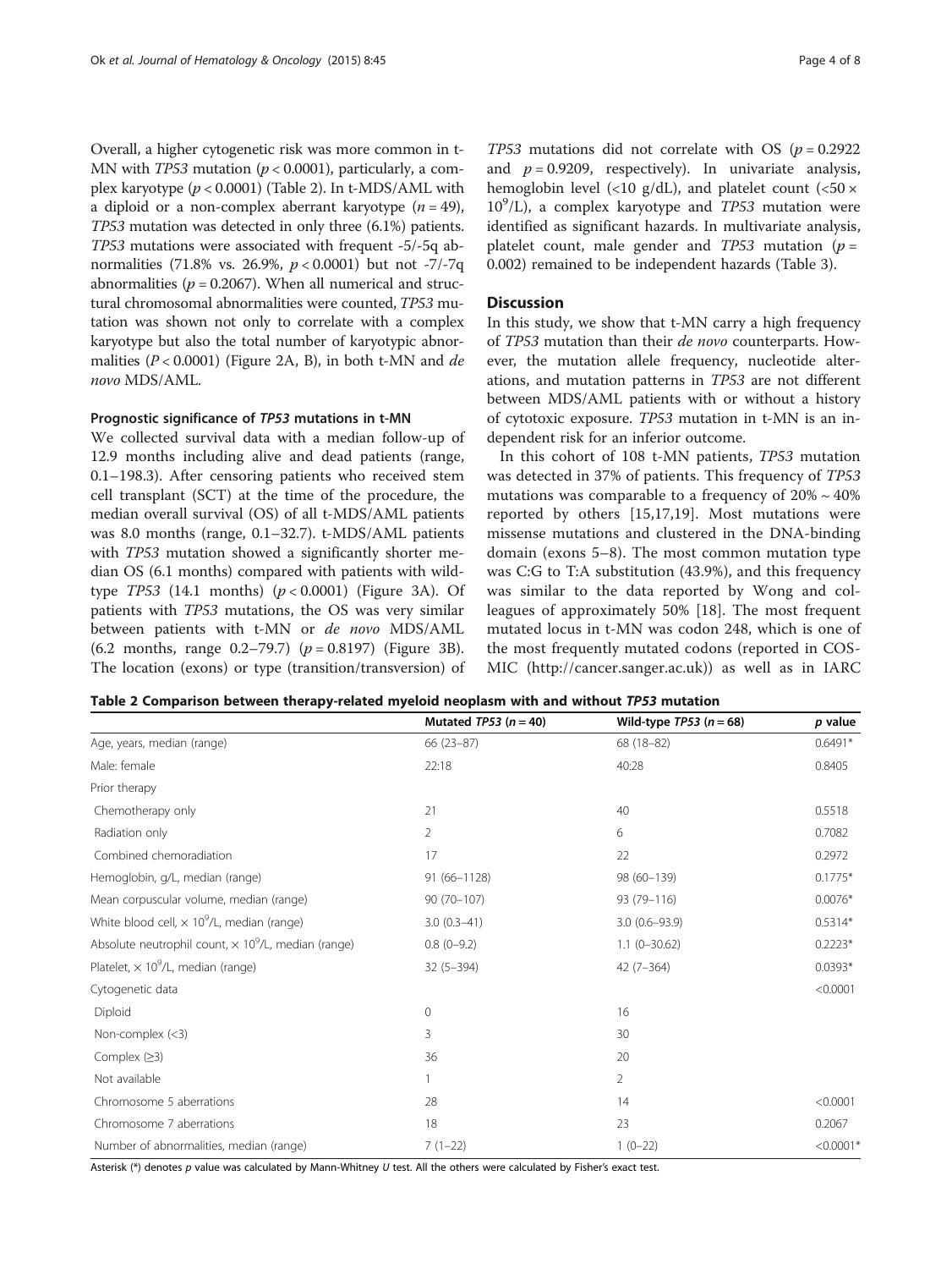Overall, a higher cytogenetic risk was more common in t-MN with *TP53* mutation ($p < 0.0001$), particularly, a complex karyotype ($p < 0.0001$) (Table 2). In t-MDS/AML with a diploid or a non-complex aberrant karyotype ($n = 49$), *TP53* mutation was detected in only three (6.1%) patients. *TP53* mutations were associated with frequent -5/-5q abnormalities (71.8% vs. 26.9%, $p < 0.0001$) but not -7/-7q abnormalities ($p = 0.2067$). When all numerical and structural chromosomal abnormalities were counted, *TP53* mutation was shown not only to correlate with a complex karyotype but also the total number of karyotypic abnormalities ($P < 0.0001$) (Figure 2A, B), in both t-MN and *de novo* MDS/AML.

### Prognostic significance of *TP53* mutations in t-MN

We collected survival data with a median follow-up of 12.9 months including alive and dead patients (range, 0.1–198.3). After censoring patients who received stem cell transplant (SCT) at the time of the procedure, the median overall survival (OS) of all t-MDS/AML patients was 8.0 months (range, 0.1–32.7). t-MDS/AML patients with *TP53* mutation showed a significantly shorter median OS (6.1 months) compared with patients with wild-type *TP53* (14.1 months) ($p < 0.0001$) (Figure 3A). Of patients with *TP53* mutations, the OS was very similar between patients with t-MN or *de novo* MDS/AML (6.2 months, range 0.2–79.7) ($p = 0.8197$) (Figure 3B). The location (exons) or type (transition/transversion) of *TP53* mutations did not correlate with OS ($p = 0.2922$ and $p = 0.9209$, respectively). In univariate analysis, hemoglobin level (<10 g/dL), and platelet count (<$50 \times 10^9$/L), a complex karyotype and *TP53* mutation were identified as significant hazards. In multivariate analysis, platelet count, male gender and *TP53* mutation ($p = 0.002$) remained to be independent hazards (Table 3).

## Discussion

In this study, we show that t-MN carry a high frequency of *TP53* mutation than their *de novo* counterparts. However, the mutation allele frequency, nucleotide alterations, and mutation patterns in *TP53* are not different between MDS/AML patients with or without a history of cytotoxic exposure. *TP53* mutation in t-MN is an independent risk for an inferior outcome.

In this cohort of 108 t-MN patients, *TP53* mutation was detected in 37% of patients. This frequency of *TP53* mutations was comparable to a frequency of 20% ~ 40% reported by others [15,17,19]. Most mutations were missense mutations and clustered in the DNA-binding domain (exons 5–8). The most common mutation type was C:G to T:A substitution (43.9%), and this frequency was similar to the data reported by Wong and colleagues of approximately 50% [18]. The most frequent mutated locus in t-MN was codon 248, which is one of the most frequently mutated codons (reported in COSMIC (http://cancer.sanger.ac.uk)) as well as in IARC

**Table 2 Comparison between therapy-related myeloid neoplasm with and without *TP53* mutation**

| | Mutated *TP53* ($n = 40$) | Wild-type *TP53* ($n = 68$) | *p* value |
|---|---|---|---|
| Age, years, median (range) | 66 (23–87) | 68 (18–82) | 0.6491* |
| Male: female | 22:18 | 40:28 | 0.8405 |
| Prior therapy | | | |
| Chemotherapy only | 21 | 40 | 0.5518 |
| Radiation only | 2 | 6 | 0.7082 |
| Combined chemoradiation | 17 | 22 | 0.2972 |
| Hemoglobin, g/L, median (range) | 91 (66–1128) | 98 (60–139) | 0.1775* |
| Mean corpuscular volume, median (range) | 90 (70–107) | 93 (79–116) | 0.0076* |
| White blood cell, $\times 10^9$/L, median (range) | 3.0 (0.3–41) | 3.0 (0.6–93.9) | 0.5314* |
| Absolute neutrophil count, $\times 10^9$/L, median (range) | 0.8 (0–9.2) | 1.1 (0–30.62) | 0.2223* |
| Platelet, $\times 10^9$/L, median (range) | 32 (5–394) | 42 (7–364) | 0.0393* |
| Cytogenetic data | | | <0.0001 |
| Diploid | 0 | 16 | |
| Non-complex (<3) | 3 | 30 | |
| Complex (≥3) | 36 | 20 | |
| Not available | 1 | 2 | |
| Chromosome 5 aberrations | 28 | 14 | <0.0001 |
| Chromosome 7 aberrations | 18 | 23 | 0.2067 |
| Number of abnormalities, median (range) | 7 (1–22) | 1 (0–22) | <0.0001* |

Asterisk (*) denotes *p* value was calculated by Mann-Whitney *U* test. All the others were calculated by Fisher's exact test.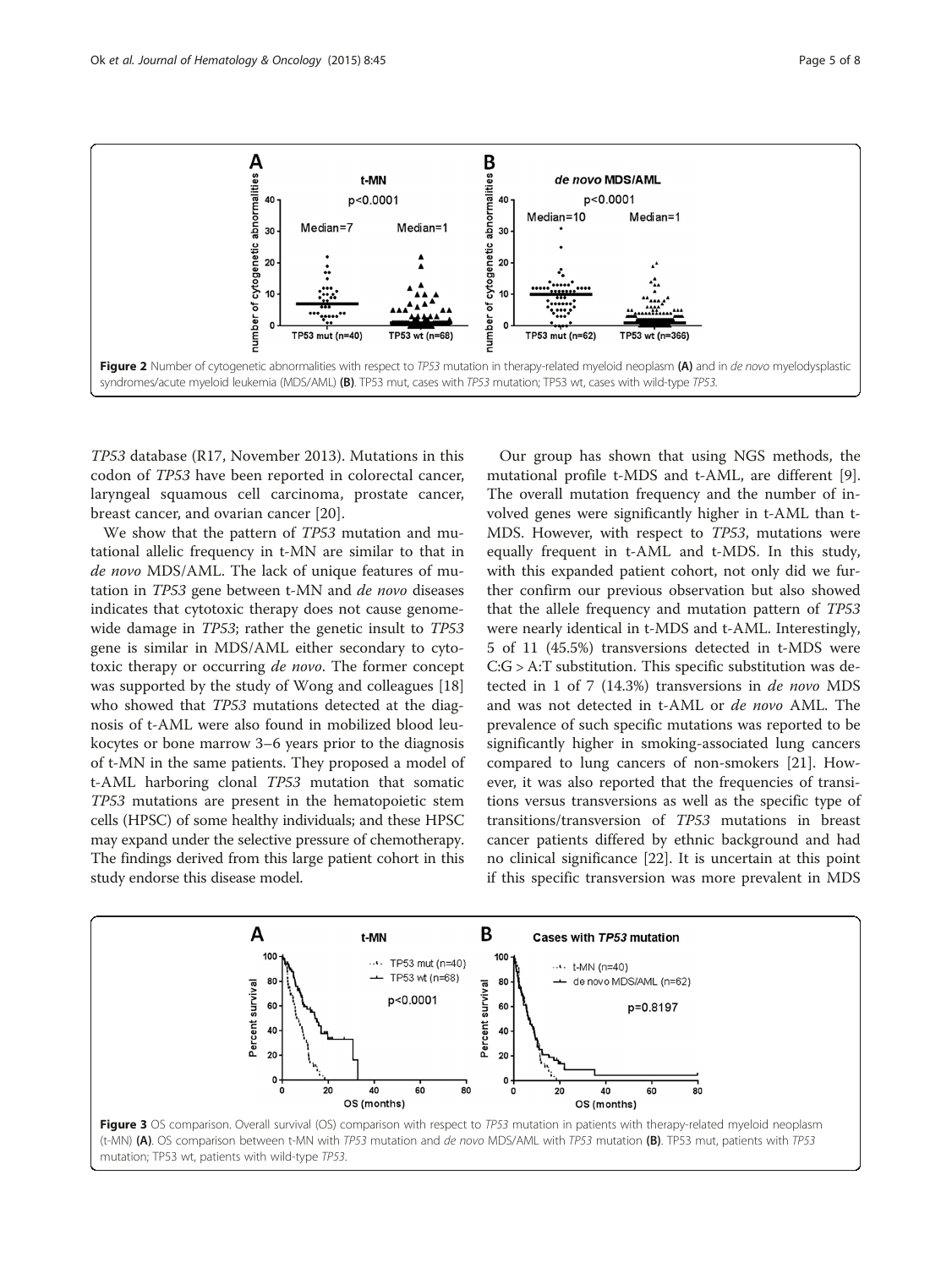Figure 2 Number of cytogenetic abnormalities with respect to *TP53* mutation in therapy-related myeloid neoplasm **(A)** and in *de novo* myelodysplastic syndromes/acute myeloid leukemia (MDS/AML) **(B)**. TP53 mut, cases with *TP53* mutation; TP53 wt, cases with wild-type *TP53*.

*TP53* database (R17, November 2013). Mutations in this codon of *TP53* have been reported in colorectal cancer, laryngeal squamous cell carcinoma, prostate cancer, breast cancer, and ovarian cancer [20].

We show that the pattern of *TP53* mutation and mutational allelic frequency in t-MN are similar to that in *de novo* MDS/AML. The lack of unique features of mutation in *TP53* gene between t-MN and *de novo* diseases indicates that cytotoxic therapy does not cause genome-wide damage in *TP53*; rather the genetic insult to *TP53* gene is similar in MDS/AML either secondary to cytotoxic therapy or occurring *de novo*. The former concept was supported by the study of Wong and colleagues [18] who showed that *TP53* mutations detected at the diagnosis of t-AML were also found in mobilized blood leukocytes or bone marrow 3–6 years prior to the diagnosis of t-MN in the same patients. They proposed a model of t-AML harboring clonal *TP53* mutation that somatic *TP53* mutations are present in the hematopoietic stem cells (HPSC) of some healthy individuals; and these HPSC may expand under the selective pressure of chemotherapy. The findings derived from this large patient cohort in this study endorse this disease model.

Our group has shown that using NGS methods, the mutational profile t-MDS and t-AML, are different [9]. The overall mutation frequency and the number of involved genes were significantly higher in t-AML than t-MDS. However, with respect to *TP53*, mutations were equally frequent in t-AML and t-MDS. In this study, with this expanded patient cohort, not only did we further confirm our previous observation but also showed that the allele frequency and mutation pattern of *TP53* were nearly identical in t-MDS and t-AML. Interestingly, 5 of 11 (45.5%) transversions detected in t-MDS were C:G > A:T substitution. This specific substitution was detected in 1 of 7 (14.3%) transversions in *de novo* MDS and was not detected in t-AML or *de novo* AML. The prevalence of such specific mutations was reported to be significantly higher in smoking-associated lung cancers compared to lung cancers of non-smokers [21]. However, it was also reported that the frequencies of transitions versus transversions as well as the specific type of transitions/transversion of *TP53* mutations in breast cancer patients differed by ethnic background and had no clinical significance [22]. It is uncertain at this point if this specific transversion was more prevalent in MDS

Figure 3 OS comparison. Overall survival (OS) comparison with respect to *TP53* mutation in patients with therapy-related myeloid neoplasm (t-MN) **(A)**. OS comparison between t-MN with *TP53* mutation and *de novo* MDS/AML with *TP53* mutation **(B)**. TP53 mut, patients with *TP53* mutation; TP53 wt, patients with wild-type *TP53*.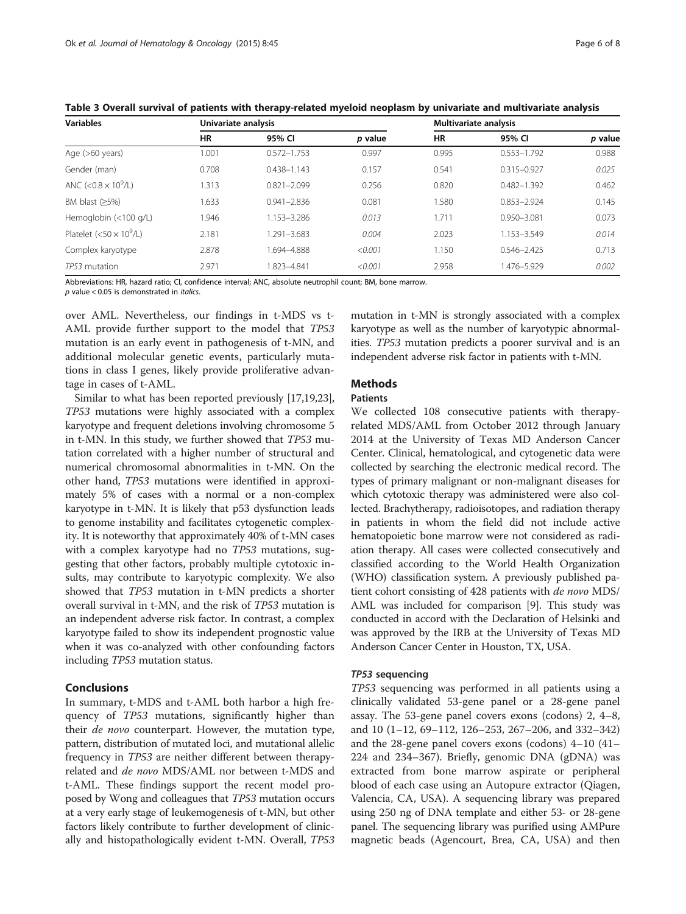**Table 3 Overall survival of patients with therapy-related myeloid neoplasm by univariate and multivariate analysis**

| Variables | Univariate analysis | | | Multivariate analysis | | |
|---|---|---|---|---|---|---|
| | HR | 95% CI | *p* value | HR | 95% CI | *p* value |
| Age (>60 years) | 1.001 | 0.572–1.753 | 0.997 | 0.995 | 0.553–1.792 | 0.988 |
| Gender (man) | 0.708 | 0.438–1.143 | 0.157 | 0.541 | 0.315–0.927 | *0.025* |
| ANC ($<0.8 \times 10^9$/L) | 1.313 | 0.821–2.099 | 0.256 | 0.820 | 0.482–1.392 | 0.462 |
| BM blast (≥5%) | 1.633 | 0.941–2.836 | 0.081 | 1.580 | 0.853–2.924 | 0.145 |
| Hemoglobin (<100 g/L) | 1.946 | 1.153–3.286 | *0.013* | 1.711 | 0.950–3.081 | 0.073 |
| Platelet ($<50 \times 10^9$/L) | 2.181 | 1.291–3.683 | *0.004* | 2.023 | 1.153–3.549 | *0.014* |
| Complex karyotype | 2.878 | 1.694–4.888 | *<0.001* | 1.150 | 0.546–2.425 | 0.713 |
| *TP53* mutation | 2.971 | 1.823–4.841 | *<0.001* | 2.958 | 1.476–5.929 | *0.002* |

Abbreviations: HR, hazard ratio; CI, confidence interval; ANC, absolute neutrophil count; BM, bone marrow.
*p* value < 0.05 is demonstrated in *italics*.

over AML. Nevertheless, our findings in t-MDS vs t-AML provide further support to the model that *TP53* mutation is an early event in pathogenesis of t-MN, and additional molecular genetic events, particularly mutations in class I genes, likely provide proliferative advantage in cases of t-AML.

Similar to what has been reported previously [17,19,23], *TP53* mutations were highly associated with a complex karyotype and frequent deletions involving chromosome 5 in t-MN. In this study, we further showed that *TP53* mutation correlated with a higher number of structural and numerical chromosomal abnormalities in t-MN. On the other hand, *TP53* mutations were identified in approximately 5% of cases with a normal or a non-complex karyotype in t-MN. It is likely that p53 dysfunction leads to genome instability and facilitates cytogenetic complexity. It is noteworthy that approximately 40% of t-MN cases with a complex karyotype had no *TP53* mutations, suggesting that other factors, probably multiple cytotoxic insults, may contribute to karyotypic complexity. We also showed that *TP53* mutation in t-MN predicts a shorter overall survival in t-MN, and the risk of *TP53* mutation is an independent adverse risk factor. In contrast, a complex karyotype failed to show its independent prognostic value when it was co-analyzed with other confounding factors including *TP53* mutation status.

## Conclusions

In summary, t-MDS and t-AML both harbor a high frequency of *TP53* mutations, significantly higher than their *de novo* counterpart. However, the mutation type, pattern, distribution of mutated loci, and mutational allelic frequency in *TP53* are neither different between therapy-related and *de novo* MDS/AML nor between t-MDS and t-AML. These findings support the recent model proposed by Wong and colleagues that *TP53* mutation occurs at a very early stage of leukemogenesis of t-MN, but other factors likely contribute to further development of clinically and histopathologically evident t-MN. Overall, *TP53* mutation in t-MN is strongly associated with a complex karyotype as well as the number of karyotypic abnormalities. *TP53* mutation predicts a poorer survival and is an independent adverse risk factor in patients with t-MN.

## Methods

### Patients

We collected 108 consecutive patients with therapy-related MDS/AML from October 2012 through January 2014 at the University of Texas MD Anderson Cancer Center. Clinical, hematological, and cytogenetic data were collected by searching the electronic medical record. The types of primary malignant or non-malignant diseases for which cytotoxic therapy was administered were also collected. Brachytherapy, radioisotopes, and radiation therapy in patients in whom the field did not include active hematopoietic bone marrow were not considered as radiation therapy. All cases were collected consecutively and classified according to the World Health Organization (WHO) classification system. A previously published patient cohort consisting of 428 patients with *de novo* MDS/AML was included for comparison [9]. This study was conducted in accord with the Declaration of Helsinki and was approved by the IRB at the University of Texas MD Anderson Cancer Center in Houston, TX, USA.

### *TP53* sequencing

*TP53* sequencing was performed in all patients using a clinically validated 53-gene panel or a 28-gene panel assay. The 53-gene panel covers exons (codons) 2, 4–8, and 10 (1–12, 69–112, 126–253, 267–206, and 332–342) and the 28-gene panel covers exons (codons) 4–10 (41–224 and 234–367). Briefly, genomic DNA (gDNA) was extracted from bone marrow aspirate or peripheral blood of each case using an Autopure extractor (Qiagen, Valencia, CA, USA). A sequencing library was prepared using 250 ng of DNA template and either 53- or 28-gene panel. The sequencing library was purified using AMPure magnetic beads (Agencourt, Brea, CA, USA) and then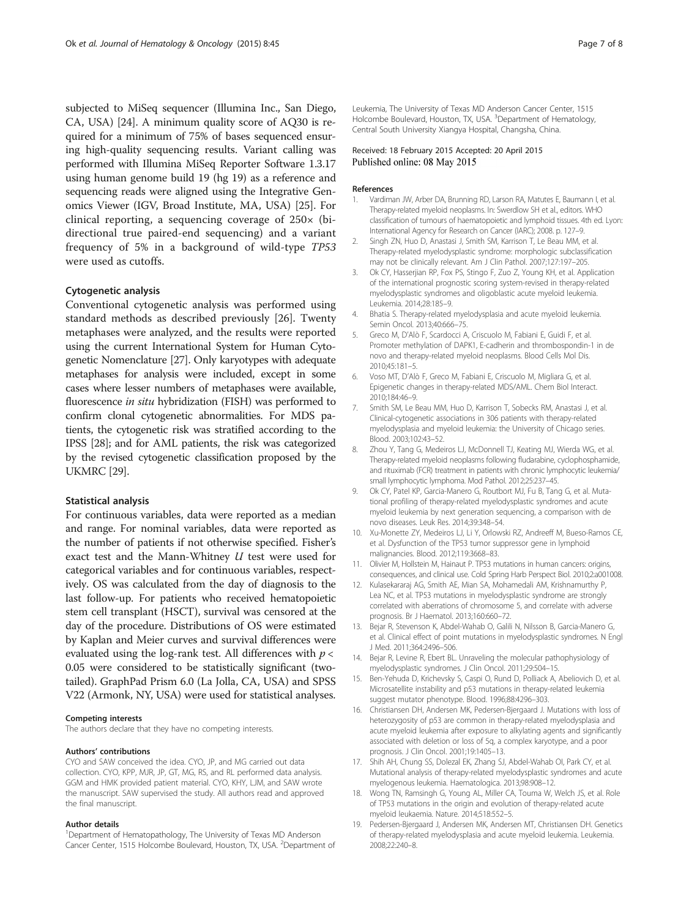subjected to MiSeq sequencer (Illumina Inc., San Diego, CA, USA) [24]. A minimum quality score of AQ30 is required for a minimum of 75% of bases sequenced ensuring high-quality sequencing results. Variant calling was performed with Illumina MiSeq Reporter Software 1.3.17 using human genome build 19 (hg 19) as a reference and sequencing reads were aligned using the Integrative Genomics Viewer (IGV, Broad Institute, MA, USA) [25]. For clinical reporting, a sequencing coverage of 250× (bidirectional true paired-end sequencing) and a variant frequency of 5% in a background of wild-type *TP53* were used as cutoffs.

### Cytogenetic analysis

Conventional cytogenetic analysis was performed using standard methods as described previously [26]. Twenty metaphases were analyzed, and the results were reported using the current International System for Human Cytogenetic Nomenclature [27]. Only karyotypes with adequate metaphases for analysis were included, except in some cases where lesser numbers of metaphases were available, fluorescence *in situ* hybridization (FISH) was performed to confirm clonal cytogenetic abnormalities. For MDS patients, the cytogenetic risk was stratified according to the IPSS [28]; and for AML patients, the risk was categorized by the revised cytogenetic classification proposed by the UKMRC [29].

### Statistical analysis

For continuous variables, data were reported as a median and range. For nominal variables, data were reported as the number of patients if not otherwise specified. Fisher's exact test and the Mann-Whitney *U* test were used for categorical variables and for continuous variables, respectively. OS was calculated from the day of diagnosis to the last follow-up. For patients who received hematopoietic stem cell transplant (HSCT), survival was censored at the day of the procedure. Distributions of OS were estimated by Kaplan and Meier curves and survival differences were evaluated using the log-rank test. All differences with $p < 0.05$ were considered to be statistically significant (two-tailed). GraphPad Prism 6.0 (La Jolla, CA, USA) and SPSS V22 (Armonk, NY, USA) were used for statistical analyses.

#### Competing interests

The authors declare that they have no competing interests.

#### Authors' contributions

CYO and SAW conceived the idea. CYO, JP, and MG carried out data collection. CYO, KPP, MJR, JP, GT, MG, RS, and RL performed data analysis. GGM and HMK provided patient material. CYO, KHY, LJM, and SAW wrote the manuscript. SAW supervised the study. All authors read and approved the final manuscript.

#### Author details

[1]Department of Hematopathology, The University of Texas MD Anderson Cancer Center, 1515 Holcombe Boulevard, Houston, TX, USA. [2]Department of Leukemia, The University of Texas MD Anderson Cancer Center, 1515 Holcombe Boulevard, Houston, TX, USA. [3]Department of Hematology, Central South University Xiangya Hospital, Changsha, China.

Received: 18 February 2015 Accepted: 20 April 2015
Published online: 08 May 2015

#### References

1. Vardiman JW, Arber DA, Brunning RD, Larson RA, Matutes E, Baumann I, et al. Therapy-related myeloid neoplasms. In: Swerdlow SH et al., editors. WHO classification of tumours of haematopoietic and lymphoid tissues. 4th ed. Lyon: International Agency for Research on Cancer (IARC); 2008. p. 127–9.
2. Singh ZN, Huo D, Anastasi J, Smith SM, Karrison T, Le Beau MM, et al. Therapy-related myelodysplastic syndrome: morphologic subclassification may not be clinically relevant. Am J Clin Pathol. 2007;127:197–205.
3. Ok CY, Hasserjian RP, Fox PS, Stingo F, Zuo Z, Young KH, et al. Application of the international prognostic scoring system-revised in therapy-related myelodysplastic syndromes and oligoblastic acute myeloid leukemia. Leukemia. 2014;28:185–9.
4. Bhatia S. Therapy-related myelodysplasia and acute myeloid leukemia. Semin Oncol. 2013;40:666–75.
5. Greco M, D'Alò F, Scardocci A, Criscuolo M, Fabiani E, Guidi F, et al. Promoter methylation of DAPK1, E-cadherin and thrombospondin-1 in de novo and therapy-related myeloid neoplasms. Blood Cells Mol Dis. 2010;45:181–5.
6. Voso MT, D'Alò F, Greco M, Fabiani E, Criscuolo M, Migliara G, et al. Epigenetic changes in therapy-related MDS/AML. Chem Biol Interact. 2010;184:46–9.
7. Smith SM, Le Beau MM, Huo D, Karrison T, Sobecks RM, Anastasi J, et al. Clinical-cytogenetic associations in 306 patients with therapy-related myelodysplasia and myeloid leukemia: the University of Chicago series. Blood. 2003;102:43–52.
8. Zhou Y, Tang G, Medeiros LJ, McDonnell TJ, Keating MJ, Wierda WG, et al. Therapy-related myeloid neoplasms following fludarabine, cyclophosphamide, and rituximab (FCR) treatment in patients with chronic lymphocytic leukemia/small lymphocytic lymphoma. Mod Pathol. 2012;25:237–45.
9. Ok CY, Patel KP, Garcia-Manero G, Routbort MJ, Fu B, Tang G, et al. Mutational profiling of therapy-related myelodysplastic syndromes and acute myeloid leukemia by next generation sequencing, a comparison with de novo diseases. Leuk Res. 2014;39:348–54.
10. Xu-Monette ZY, Medeiros LJ, Li Y, Orlowski RZ, Andreeff M, Bueso-Ramos CE, et al. Dysfunction of the TP53 tumor suppressor gene in lymphoid malignancies. Blood. 2012;119:3668–83.
11. Olivier M, Hollstein M, Hainaut P. TP53 mutations in human cancers: origins, consequences, and clinical use. Cold Spring Harb Perspect Biol. 2010;2:a001008.
12. Kulasekararaj AG, Smith AE, Mian SA, Mohamedali AM, Krishnamurthy P, Lea NC, et al. TP53 mutations in myelodysplastic syndrome are strongly correlated with aberrations of chromosome 5, and correlate with adverse prognosis. Br J Haematol. 2013;160:660–72.
13. Bejar R, Stevenson K, Abdel-Wahab O, Galili N, Nilsson B, Garcia-Manero G, et al. Clinical effect of point mutations in myelodysplastic syndromes. N Engl J Med. 2011;364:2496–506.
14. Bejar R, Levine R, Ebert BL. Unraveling the molecular pathophysiology of myelodysplastic syndromes. J Clin Oncol. 2011;29:504–15.
15. Ben-Yehuda D, Krichevsky S, Caspi O, Rund D, Polliack A, Abeliovich D, et al. Microsatellite instability and p53 mutations in therapy-related leukemia suggest mutator phenotype. Blood. 1996;88:4296–303.
16. Christiansen DH, Andersen MK, Pedersen-Bjergaard J. Mutations with loss of heterozygosity of p53 are common in therapy-related myelodysplasia and acute myeloid leukemia after exposure to alkylating agents and significantly associated with deletion or loss of 5q, a complex karyotype, and a poor prognosis. J Clin Oncol. 2001;19:1405–13.
17. Shih AH, Chung SS, Dolezal EK, Zhang SJ, Abdel-Wahab OI, Park CY, et al. Mutational analysis of therapy-related myelodysplastic syndromes and acute myelogenous leukemia. Haematologica. 2013;98:908–12.
18. Wong TN, Ramsingh G, Young AL, Miller CA, Touma W, Welch JS, et al. Role of TP53 mutations in the origin and evolution of therapy-related acute myeloid leukaemia. Nature. 2014;518:552–5.
19. Pedersen-Bjergaard J, Andersen MK, Andersen MT, Christiansen DH. Genetics of therapy-related myelodysplasia and acute myeloid leukemia. Leukemia. 2008;22:240–8.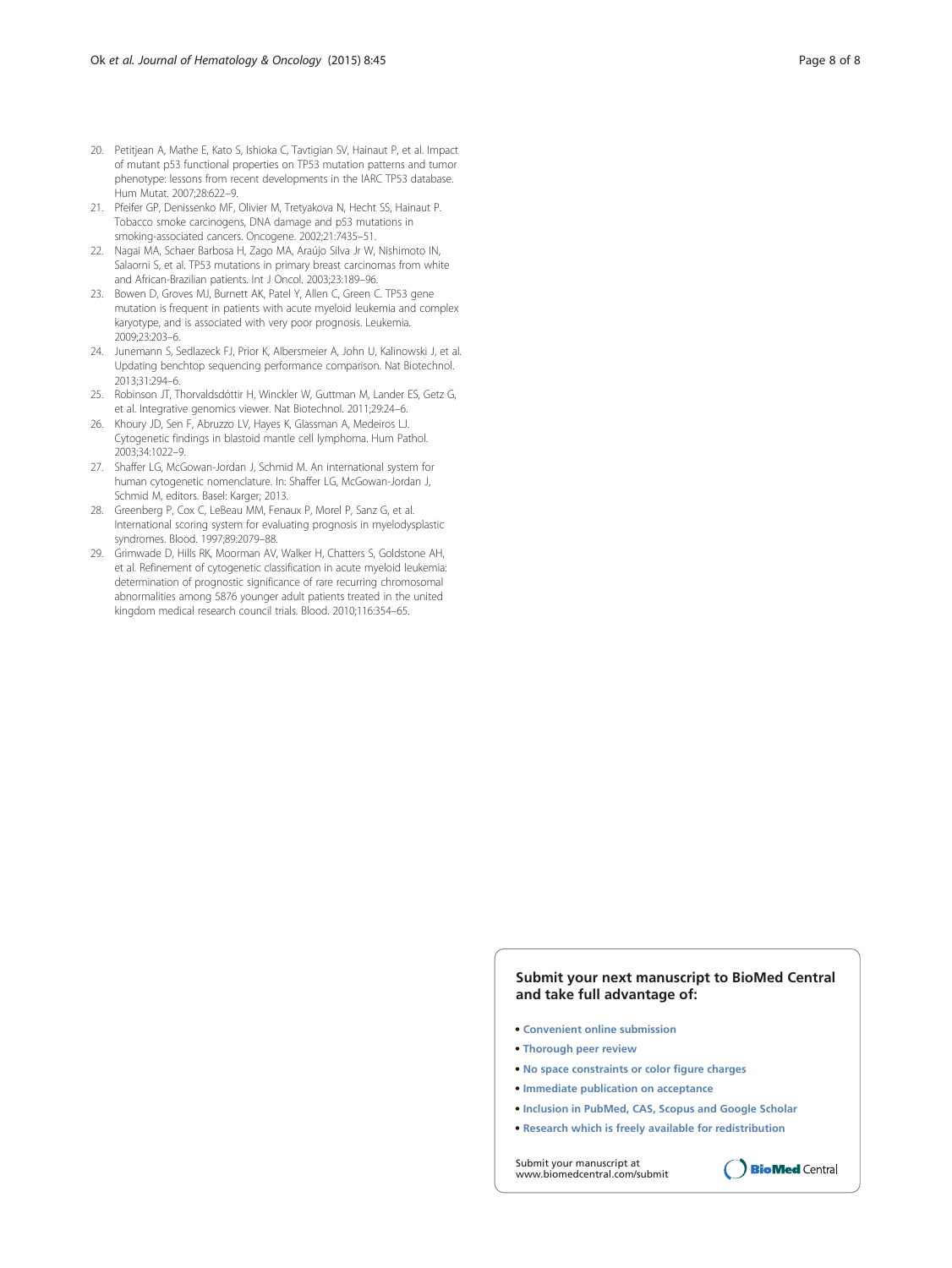20. Petitjean A, Mathe E, Kato S, Ishioka C, Tavtigian SV, Hainaut P, et al. Impact of mutant p53 functional properties on TP53 mutation patterns and tumor phenotype: lessons from recent developments in the IARC TP53 database. Hum Mutat. 2007;28:622–9.
21. Pfeifer GP, Denissenko MF, Olivier M, Tretyakova N, Hecht SS, Hainaut P. Tobacco smoke carcinogens, DNA damage and p53 mutations in smoking-associated cancers. Oncogene. 2002;21:7435–51.
22. Nagai MA, Schaer Barbosa H, Zago MA, Araújo Silva Jr W, Nishimoto IN, Salaorni S, et al. TP53 mutations in primary breast carcinomas from white and African-Brazilian patients. Int J Oncol. 2003;23:189–96.
23. Bowen D, Groves MJ, Burnett AK, Patel Y, Allen C, Green C. TP53 gene mutation is frequent in patients with acute myeloid leukemia and complex karyotype, and is associated with very poor prognosis. Leukemia. 2009;23:203–6.
24. Junemann S, Sedlazeck FJ, Prior K, Albersmeier A, John U, Kalinowski J, et al. Updating benchtop sequencing performance comparison. Nat Biotechnol. 2013;31:294–6.
25. Robinson JT, Thorvaldsdóttir H, Winckler W, Guttman M, Lander ES, Getz G, et al. Integrative genomics viewer. Nat Biotechnol. 2011;29:24–6.
26. Khoury JD, Sen F, Abruzzo LV, Hayes K, Glassman A, Medeiros LJ. Cytogenetic findings in blastoid mantle cell lymphoma. Hum Pathol. 2003;34:1022–9.
27. Shaffer LG, McGowan-Jordan J, Schmid M. An international system for human cytogenetic nomenclature. In: Shaffer LG, McGowan-Jordan J, Schmid M, editors. Basel: Karger; 2013.
28. Greenberg P, Cox C, LeBeau MM, Fenaux P, Morel P, Sanz G, et al. International scoring system for evaluating prognosis in myelodysplastic syndromes. Blood. 1997;89:2079–88.
29. Grimwade D, Hills RK, Moorman AV, Walker H, Chatters S, Goldstone AH, et al. Refinement of cytogenetic classification in acute myeloid leukemia: determination of prognostic significance of rare recurring chromosomal abnormalities among 5876 younger adult patients treated in the united kingdom medical research council trials. Blood. 2010;116:354–65.

**Submit your next manuscript to BioMed Central and take full advantage of:**

- **Convenient online submission**
- **Thorough peer review**
- **No space constraints or color figure charges**
- **Immediate publication on acceptance**
- **Inclusion in PubMed, CAS, Scopus and Google Scholar**
- **Research which is freely available for redistribution**

Submit your manuscript at
www.biomedcentral.com/submit

BioMed Central